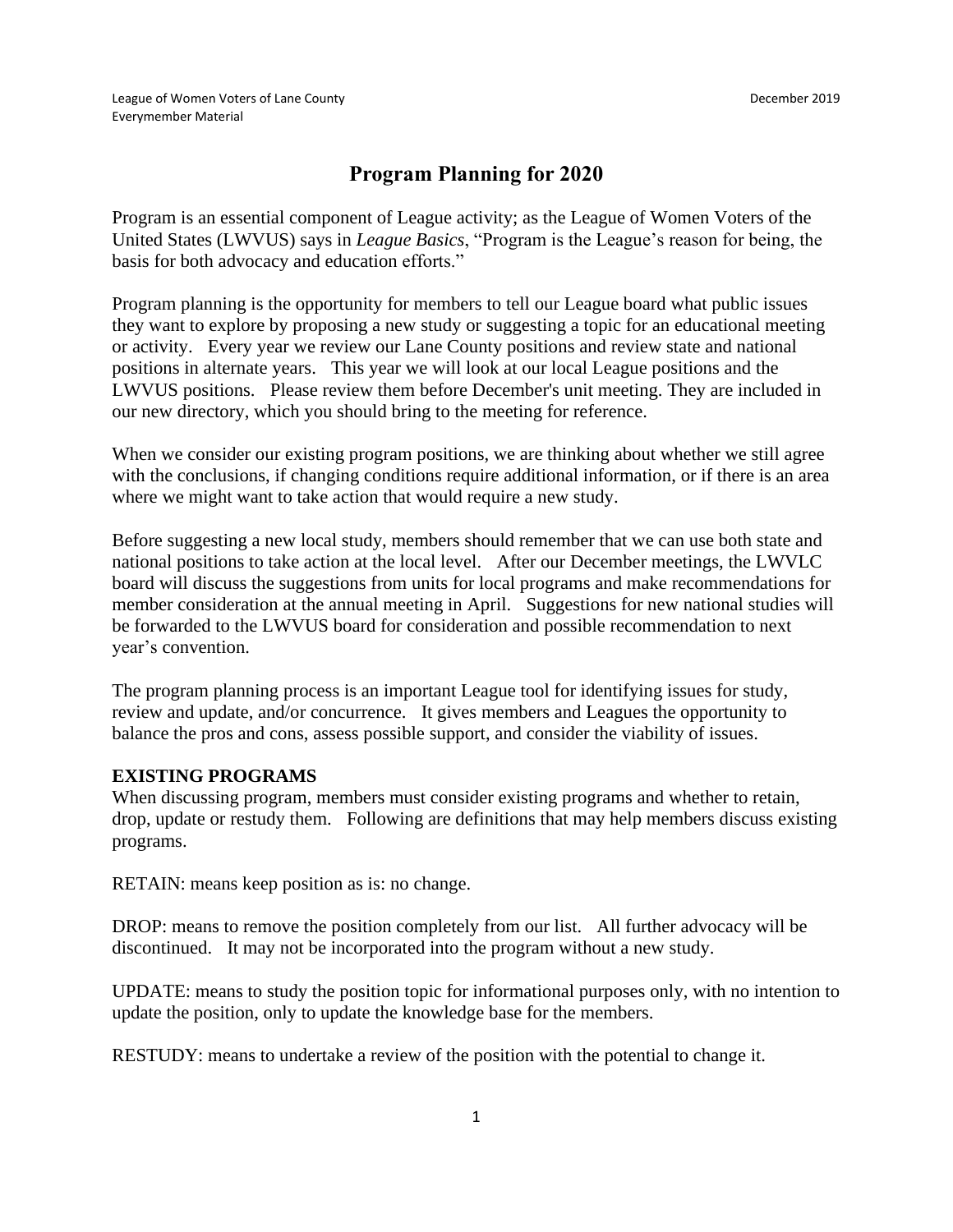League of Women Voters of Lane County
Everymember Material

December 2019

# Program Planning for 2020

Program is an essential component of League activity; as the League of Women Voters of the United States (LWVUS) says in *League Basics*, "Program is the League's reason for being, the basis for both advocacy and education efforts."

Program planning is the opportunity for members to tell our League board what public issues they want to explore by proposing a new study or suggesting a topic for an educational meeting or activity. Every year we review our Lane County positions and review state and national positions in alternate years. This year we will look at our local League positions and the LWVUS positions. Please review them before December's unit meeting. They are included in our new directory, which you should bring to the meeting for reference.

When we consider our existing program positions, we are thinking about whether we still agree with the conclusions, if changing conditions require additional information, or if there is an area where we might want to take action that would require a new study.

Before suggesting a new local study, members should remember that we can use both state and national positions to take action at the local level. After our December meetings, the LWVLC board will discuss the suggestions from units for local programs and make recommendations for member consideration at the annual meeting in April. Suggestions for new national studies will be forwarded to the LWVUS board for consideration and possible recommendation to next year's convention.

The program planning process is an important League tool for identifying issues for study, review and update, and/or concurrence. It gives members and Leagues the opportunity to balance the pros and cons, assess possible support, and consider the viability of issues.

**EXISTING PROGRAMS**

When discussing program, members must consider existing programs and whether to retain, drop, update or restudy them. Following are definitions that may help members discuss existing programs.

RETAIN: means keep position as is: no change.

DROP: means to remove the position completely from our list. All further advocacy will be discontinued. It may not be incorporated into the program without a new study.

UPDATE: means to study the position topic for informational purposes only, with no intention to update the position, only to update the knowledge base for the members.

RESTUDY: means to undertake a review of the position with the potential to change it.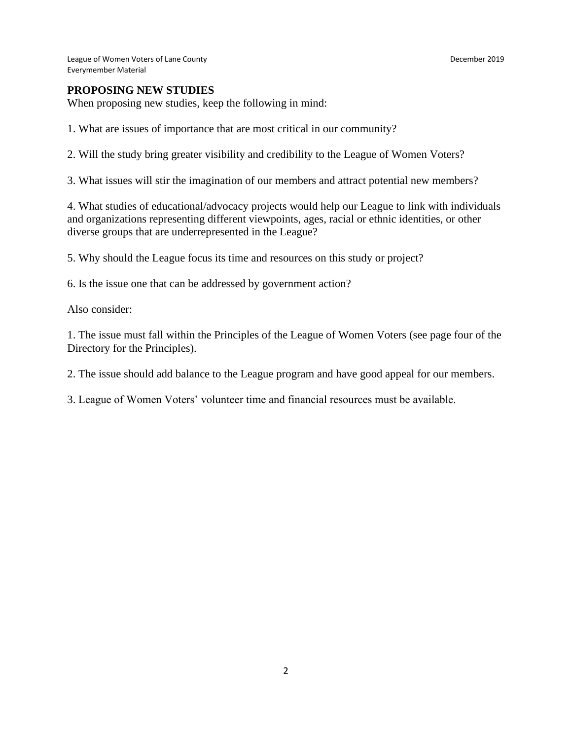## PROPOSING NEW STUDIES

When proposing new studies, keep the following in mind:

1. What are issues of importance that are most critical in our community?

2. Will the study bring greater visibility and credibility to the League of Women Voters?

3. What issues will stir the imagination of our members and attract potential new members?

4. What studies of educational/advocacy projects would help our League to link with individuals and organizations representing different viewpoints, ages, racial or ethnic identities, or other diverse groups that are underrepresented in the League?

5. Why should the League focus its time and resources on this study or project?

6. Is the issue one that can be addressed by government action?

Also consider:

1. The issue must fall within the Principles of the League of Women Voters (see page four of the Directory for the Principles).

2. The issue should add balance to the League program and have good appeal for our members.

3. League of Women Voters' volunteer time and financial resources must be available.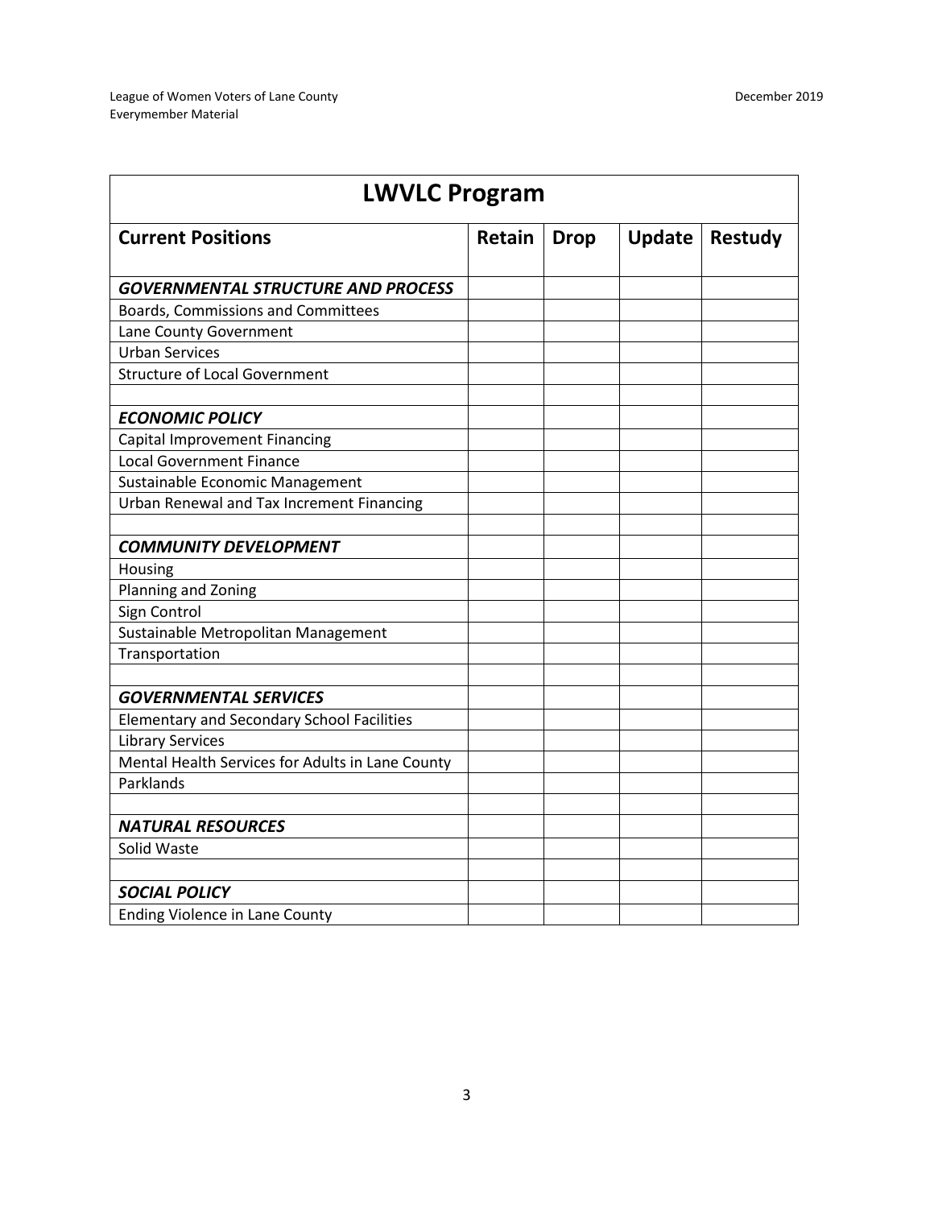| LWVLC Program | | | | |
|---|---|---|---|---|
| **Current Positions** | **Retain** | **Drop** | **Update** | **Restudy** |
| ***GOVERNMENTAL STRUCTURE AND PROCESS*** | | | | |
| Boards, Commissions and Committees | | | | |
| Lane County Government | | | | |
| Urban Services | | | | |
| Structure of Local Government | | | | |
| | | | | |
| ***ECONOMIC POLICY*** | | | | |
| Capital Improvement Financing | | | | |
| Local Government Finance | | | | |
| Sustainable Economic Management | | | | |
| Urban Renewal and Tax Increment Financing | | | | |
| | | | | |
| ***COMMUNITY DEVELOPMENT*** | | | | |
| Housing | | | | |
| Planning and Zoning | | | | |
| Sign Control | | | | |
| Sustainable Metropolitan Management | | | | |
| Transportation | | | | |
| | | | | |
| ***GOVERNMENTAL SERVICES*** | | | | |
| Elementary and Secondary School Facilities | | | | |
| Library Services | | | | |
| Mental Health Services for Adults in Lane County | | | | |
| Parklands | | | | |
| | | | | |
| ***NATURAL RESOURCES*** | | | | |
| Solid Waste | | | | |
| | | | | |
| ***SOCIAL POLICY*** | | | | |
| Ending Violence in Lane County | | | | |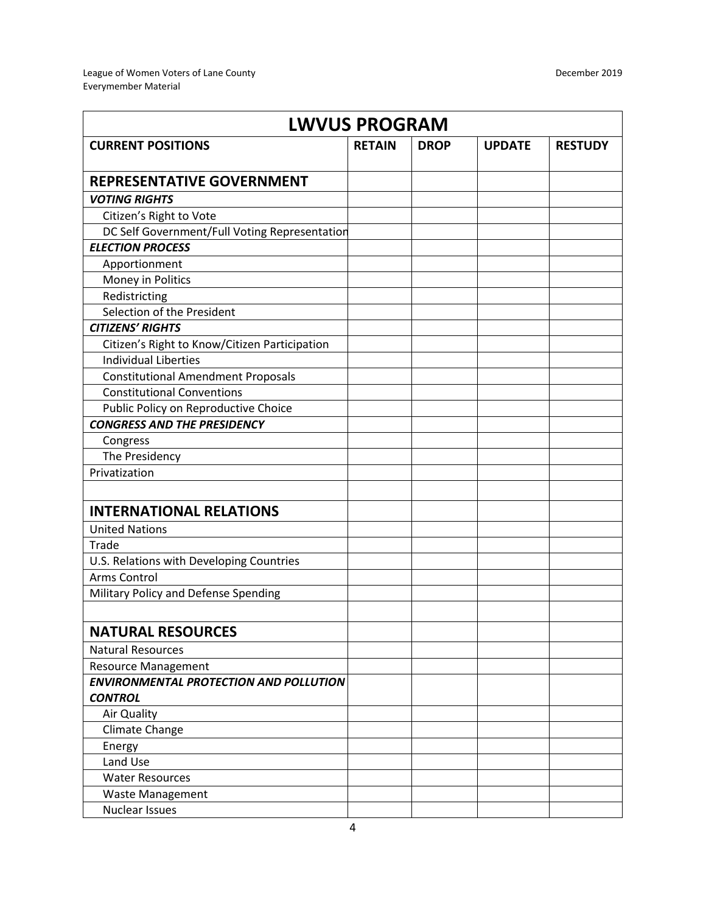| LWVUS PROGRAM | | | | |
|---|---|---|---|---|
| **CURRENT POSITIONS** | **RETAIN** | **DROP** | **UPDATE** | **RESTUDY** |
| **REPRESENTATIVE GOVERNMENT** | | | | |
| ***VOTING RIGHTS*** | | | | |
| Citizen's Right to Vote | | | | |
| DC Self Government/Full Voting Representation | | | | |
| ***ELECTION PROCESS*** | | | | |
| Apportionment | | | | |
| Money in Politics | | | | |
| Redistricting | | | | |
| Selection of the President | | | | |
| ***CITIZENS' RIGHTS*** | | | | |
| Citizen's Right to Know/Citizen Participation | | | | |
| Individual Liberties | | | | |
| Constitutional Amendment Proposals | | | | |
| Constitutional Conventions | | | | |
| Public Policy on Reproductive Choice | | | | |
| ***CONGRESS AND THE PRESIDENCY*** | | | | |
| Congress | | | | |
| The Presidency | | | | |
| Privatization | | | | |
| | | | | |
| **INTERNATIONAL RELATIONS** | | | | |
| United Nations | | | | |
| Trade | | | | |
| U.S. Relations with Developing Countries | | | | |
| Arms Control | | | | |
| Military Policy and Defense Spending | | | | |
| | | | | |
| **NATURAL RESOURCES** | | | | |
| Natural Resources | | | | |
| Resource Management | | | | |
| ***ENVIRONMENTAL PROTECTION AND POLLUTION CONTROL*** | | | | |
| Air Quality | | | | |
| Climate Change | | | | |
| Energy | | | | |
| Land Use | | | | |
| Water Resources | | | | |
| Waste Management | | | | |
| Nuclear Issues | | | | |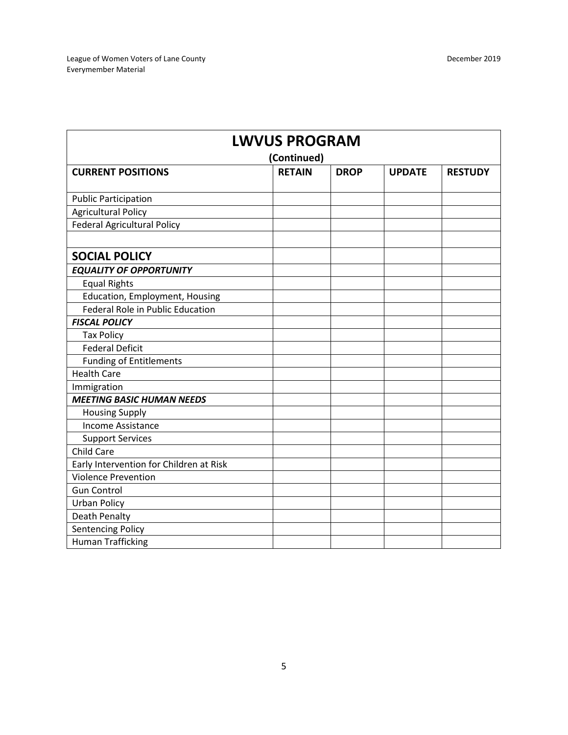## LWVUS PROGRAM

**(Continued)**

| CURRENT POSITIONS | RETAIN | DROP | UPDATE | RESTUDY |
|---|---|---|---|---|
| Public Participation | | | | |
| Agricultural Policy | | | | |
| Federal Agricultural Policy | | | | |
| | | | | |
| **SOCIAL POLICY** | | | | |
| ***EQUALITY OF OPPORTUNITY*** | | | | |
| Equal Rights | | | | |
| Education, Employment, Housing | | | | |
| Federal Role in Public Education | | | | |
| ***FISCAL POLICY*** | | | | |
| Tax Policy | | | | |
| Federal Deficit | | | | |
| Funding of Entitlements | | | | |
| Health Care | | | | |
| Immigration | | | | |
| ***MEETING BASIC HUMAN NEEDS*** | | | | |
| Housing Supply | | | | |
| Income Assistance | | | | |
| Support Services | | | | |
| Child Care | | | | |
| Early Intervention for Children at Risk | | | | |
| Violence Prevention | | | | |
| Gun Control | | | | |
| Urban Policy | | | | |
| Death Penalty | | | | |
| Sentencing Policy | | | | |
| Human Trafficking | | | | |